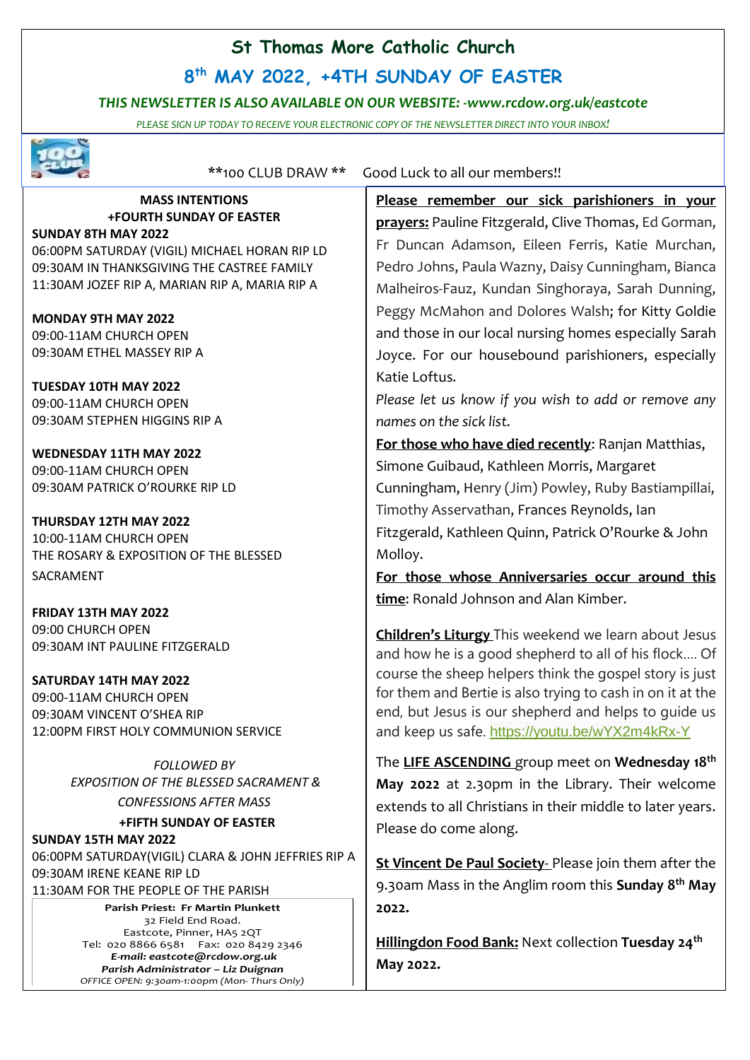# St Thomas More Catholic Church

## 8th MAY 2022, +4TH SUNDAY OF EASTER

*THIS NEWSLETTER IS ALSO AVAILABLE ON OUR WEBSITE: -www.rcdow.org.uk/eastcote*

*PLEASE SIGN UP TODAY TO RECEIVE YOUR ELECTRONIC COPY OF THE NEWSLETTER DIRECT INTO YOUR INBOX!*

\*\*100 CLUB DRAW \*\* Good Luck to all our members!!

**MASS INTENTIONS**
**+FOURTH SUNDAY OF EASTER**

**SUNDAY 8TH MAY 2022**
06:00PM SATURDAY (VIGIL) MICHAEL HORAN RIP LD
09:30AM IN THANKSGIVING THE CASTREE FAMILY
11:30AM JOZEF RIP A, MARIAN RIP A, MARIA RIP A

**MONDAY 9TH MAY 2022**
09:00-11AM CHURCH OPEN
09:30AM ETHEL MASSEY RIP A

**TUESDAY 10TH MAY 2022**
09:00-11AM CHURCH OPEN
09:30AM STEPHEN HIGGINS RIP A

**WEDNESDAY 11TH MAY 2022**
09:00-11AM CHURCH OPEN
09:30AM PATRICK O'ROURKE RIP LD

**THURSDAY 12TH MAY 2022**
10:00-11AM CHURCH OPEN
THE ROSARY & EXPOSITION OF THE BLESSED SACRAMENT

**FRIDAY 13TH MAY 2022**
09:00 CHURCH OPEN
09:30AM INT PAULINE FITZGERALD

**SATURDAY 14TH MAY 2022**
09:00-11AM CHURCH OPEN
09:30AM VINCENT O'SHEA RIP
12:00PM FIRST HOLY COMMUNION SERVICE

*FOLLOWED BY*
*EXPOSITION OF THE BLESSED SACRAMENT &*
*CONFESSIONS AFTER MASS*

**+FIFTH SUNDAY OF EASTER**

**SUNDAY 15TH MAY 2022**
06:00PM SATURDAY(VIGIL) CLARA & JOHN JEFFRIES RIP A
09:30AM IRENE KEANE RIP LD
11:30AM FOR THE PEOPLE OF THE PARISH

**Parish Priest: Fr Martin Plunkett**
32 Field End Road.
Eastcote, Pinner, HA5 2QT
Tel: 020 8866 6581 Fax: 020 8429 2346
***E-mail: eastcote@rcdow.org.uk***
***Parish Administrator – Liz Duignan***
*OFFICE OPEN: 9:30am-1:00pm (Mon- Thurs Only)*

**Please remember our sick parishioners in your prayers:** Pauline Fitzgerald, Clive Thomas, Ed Gorman, Fr Duncan Adamson, Eileen Ferris, Katie Murchan, Pedro Johns, Paula Wazny, Daisy Cunningham, Bianca Malheiros-Fauz, Kundan Singhoraya, Sarah Dunning, Peggy McMahon and Dolores Walsh; for Kitty Goldie and those in our local nursing homes especially Sarah Joyce. For our housebound parishioners, especially Katie Loftus.

*Please let us know if you wish to add or remove any names on the sick list.*

**For those who have died recently**: Ranjan Matthias, Simone Guibaud, Kathleen Morris, Margaret Cunningham, Henry (Jim) Powley, Ruby Bastiampillai, Timothy Asservathan, Frances Reynolds, Ian Fitzgerald, Kathleen Quinn, Patrick O'Rourke & John Molloy.

**For those whose Anniversaries occur around this time**: Ronald Johnson and Alan Kimber.

**Children's Liturgy** This weekend we learn about Jesus and how he is a good shepherd to all of his flock…. Of course the sheep helpers think the gospel story is just for them and Bertie is also trying to cash in on it at the end, but Jesus is our shepherd and helps to guide us and keep us safe. https://youtu.be/wYX2m4kRx-Y

The **LIFE ASCENDING** group meet on **Wednesday 18th May 2022** at 2.30pm in the Library. Their welcome extends to all Christians in their middle to later years. Please do come along.

**St Vincent De Paul Society**- Please join them after the 9.30am Mass in the Anglim room this **Sunday 8th May 2022.**

**Hillingdon Food Bank:** Next collection **Tuesday 24th May 2022.**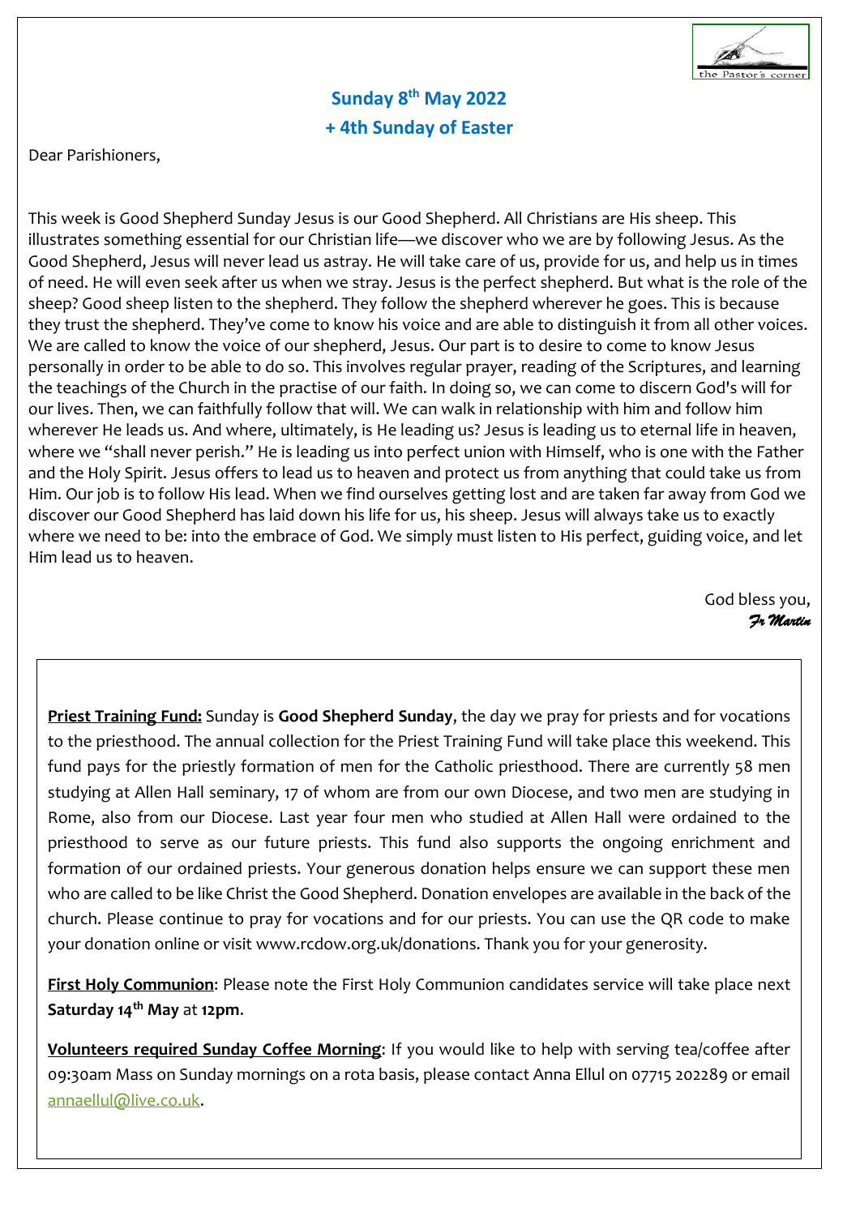## Sunday 8th May 2022

## + 4th Sunday of Easter

Dear Parishioners,

This week is Good Shepherd Sunday Jesus is our Good Shepherd. All Christians are His sheep. This illustrates something essential for our Christian life—we discover who we are by following Jesus. As the Good Shepherd, Jesus will never lead us astray. He will take care of us, provide for us, and help us in times of need. He will even seek after us when we stray. Jesus is the perfect shepherd. But what is the role of the sheep? Good sheep listen to the shepherd. They follow the shepherd wherever he goes. This is because they trust the shepherd. They've come to know his voice and are able to distinguish it from all other voices. We are called to know the voice of our shepherd, Jesus. Our part is to desire to come to know Jesus personally in order to be able to do so. This involves regular prayer, reading of the Scriptures, and learning the teachings of the Church in the practise of our faith. In doing so, we can come to discern God's will for our lives. Then, we can faithfully follow that will. We can walk in relationship with him and follow him wherever He leads us. And where, ultimately, is He leading us? Jesus is leading us to eternal life in heaven, where we "shall never perish." He is leading us into perfect union with Himself, who is one with the Father and the Holy Spirit. Jesus offers to lead us to heaven and protect us from anything that could take us from Him. Our job is to follow His lead. When we find ourselves getting lost and are taken far away from God we discover our Good Shepherd has laid down his life for us, his sheep. Jesus will always take us to exactly where we need to be: into the embrace of God. We simply must listen to His perfect, guiding voice, and let Him lead us to heaven.

God bless you,
*Fr Martin*

**Priest Training Fund:** Sunday is **Good Shepherd Sunday**, the day we pray for priests and for vocations to the priesthood. The annual collection for the Priest Training Fund will take place this weekend. This fund pays for the priestly formation of men for the Catholic priesthood. There are currently 58 men studying at Allen Hall seminary, 17 of whom are from our own Diocese, and two men are studying in Rome, also from our Diocese. Last year four men who studied at Allen Hall were ordained to the priesthood to serve as our future priests. This fund also supports the ongoing enrichment and formation of our ordained priests. Your generous donation helps ensure we can support these men who are called to be like Christ the Good Shepherd. Donation envelopes are available in the back of the church. Please continue to pray for vocations and for our priests. You can use the QR code to make your donation online or visit www.rcdow.org.uk/donations. Thank you for your generosity.

**First Holy Communion**: Please note the First Holy Communion candidates service will take place next **Saturday 14th May** at **12pm**.

**Volunteers required Sunday Coffee Morning**: If you would like to help with serving tea/coffee after 09:30am Mass on Sunday mornings on a rota basis, please contact Anna Ellul on 07715 202289 or email annaellul@live.co.uk.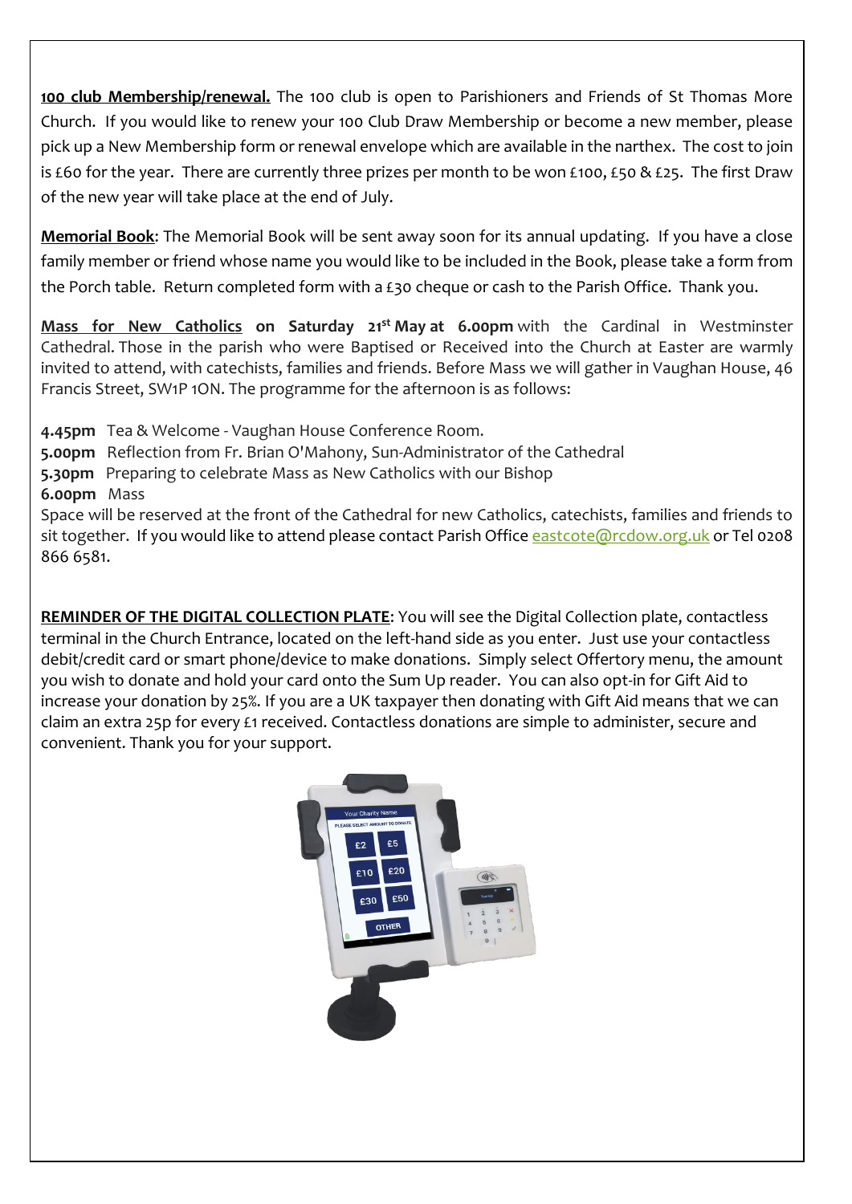**100 club Membership/renewal.** The 100 club is open to Parishioners and Friends of St Thomas More Church. If you would like to renew your 100 Club Draw Membership or become a new member, please pick up a New Membership form or renewal envelope which are available in the narthex. The cost to join is £60 for the year. There are currently three prizes per month to be won £100, £50 & £25. The first Draw of the new year will take place at the end of July.

**Memorial Book**: The Memorial Book will be sent away soon for its annual updating. If you have a close family member or friend whose name you would like to be included in the Book, please take a form from the Porch table. Return completed form with a £30 cheque or cash to the Parish Office. Thank you.

**Mass for New Catholics on Saturday 21st May at 6.00pm** with the Cardinal in Westminster Cathedral. Those in the parish who were Baptised or Received into the Church at Easter are warmly invited to attend, with catechists, families and friends. Before Mass we will gather in Vaughan House, 46 Francis Street, SW1P 1ON. The programme for the afternoon is as follows:

**4.45pm** Tea & Welcome - Vaughan House Conference Room.
**5.00pm** Reflection from Fr. Brian O'Mahony, Sun-Administrator of the Cathedral
**5.30pm** Preparing to celebrate Mass as New Catholics with our Bishop
**6.00pm** Mass

Space will be reserved at the front of the Cathedral for new Catholics, catechists, families and friends to sit together. If you would like to attend please contact Parish Office eastcote@rcdow.org.uk or Tel 0208 866 6581.

**REMINDER OF THE DIGITAL COLLECTION PLATE**: You will see the Digital Collection plate, contactless terminal in the Church Entrance, located on the left-hand side as you enter. Just use your contactless debit/credit card or smart phone/device to make donations. Simply select Offertory menu, the amount you wish to donate and hold your card onto the Sum Up reader. You can also opt-in for Gift Aid to increase your donation by 25%. If you are a UK taxpayer then donating with Gift Aid means that we can claim an extra 25p for every £1 received. Contactless donations are simple to administer, secure and convenient. Thank you for your support.